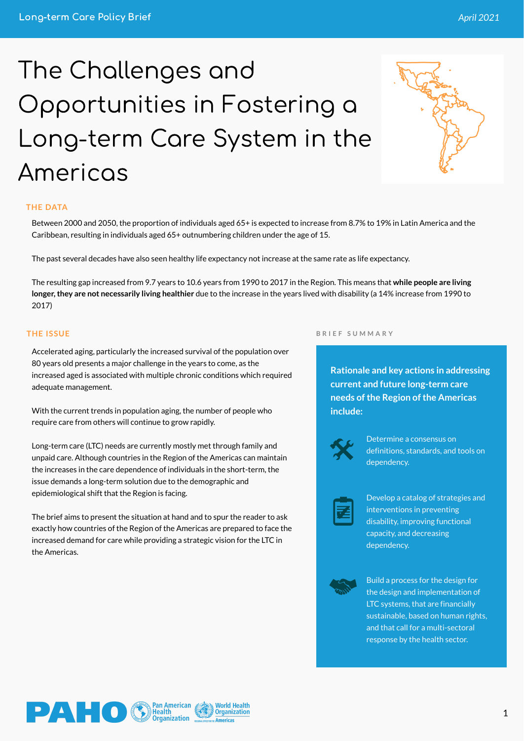# The Challenges and Opportunities in Fostering a Long-term Care System in the Americas

## THE DATA

Between 2000 and 2050, the proportion of individuals aged 65+ is expected to increase from 8.7% to 19% in Latin America and the Caribbean, resulting in individuals aged 65+ outnumbering children under the age of 15.

The past several decades have also seen healthy life expectancy not increase at the same rate as life expectancy.

The resulting gap increased from 9.7 years to 10.6 years from 1990 to 2017 in the Region. This means that **while people are living longer, they are not necessarily living healthier** due to the increase in the years lived with disability (a 14% increase from 1990 to 2017)

## THE ISSUE

Accelerated aging, particularly the increased survival of the population over 80 years old presents a major challenge in the years to come, as the increased aged is associated with multiple chronic conditions which required adequate management.

With the current trends in population aging, the number of people who require care from others will continue to grow rapidly.

Long-term care (LTC) needs are currently mostly met through family and unpaid care. Although countries in the Region of the Americas can maintain the increases in the care dependence of individuals in the short-term, the issue demands a long-term solution due to the demographic and epidemiological shift that the Region is facing.

The brief aims to present the situation at hand and to spur the reader to ask exactly how countries of the Region of the Americas are prepared to face the increased demand for care while providing a strategic vision for the LTC in the Americas.

## BRIEF SUMMARY

**Rationale and key actions in addressing current and future long-term care needs of the Region of the Americas include:**

- Determine a consensus on definitions, standards, and tools on dependency.
- Develop a catalog of strategies and interventions in preventing disability, improving functional capacity, and decreasing dependency.
- Build a process for the design for the design and implementation of LTC systems, that are financially sustainable, based on human rights, and that call for a multi-sectoral response by the health sector.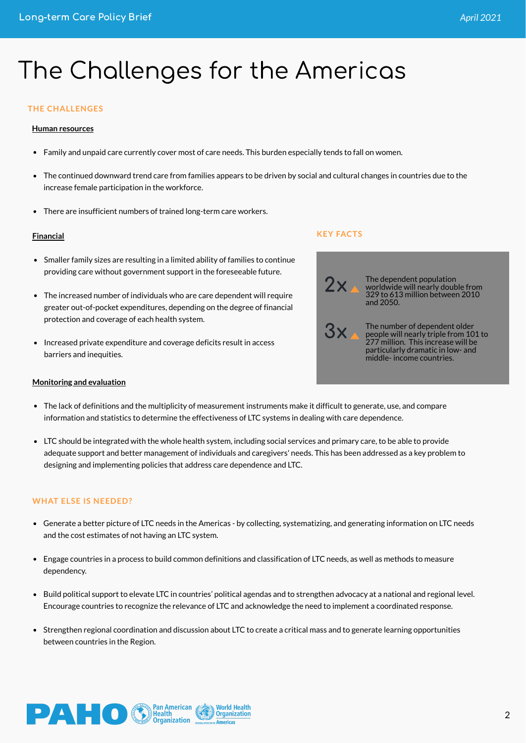# The Challenges for the Americas

## THE CHALLENGES

**Human resources**

- Family and unpaid care currently cover most of care needs. This burden especially tends to fall on women.
- The continued downward trend care from families appears to be driven by social and cultural changes in countries due to the increase female participation in the workforce.
- There are insufficient numbers of trained long-term care workers.

**Financial**

- Smaller family sizes are resulting in a limited ability of families to continue providing care without government support in the foreseeable future.
- The increased number of individuals who are care dependent will require greater out-of-pocket expenditures, depending on the degree of financial protection and coverage of each health system.
- Increased private expenditure and coverage deficits result in access barriers and inequities.

**Monitoring and evaluation**

- The lack of definitions and the multiplicity of measurement instruments make it difficult to generate, use, and compare information and statistics to determine the effectiveness of LTC systems in dealing with care dependence.
- LTC should be integrated with the whole health system, including social services and primary care, to be able to provide adequate support and better management of individuals and caregivers' needs. This has been addressed as a key problem to designing and implementing policies that address care dependence and LTC.

## KEY FACTS

**2x** ▲ The dependent population worldwide will nearly double from 329 to 613 million between 2010 and 2050.

**3x** ▲ The number of dependent older people will nearly triple from 101 to 277 million. This increase will be particularly dramatic in low- and middle- income countries.

## WHAT ELSE IS NEEDED?

- Generate a better picture of LTC needs in the Americas - by collecting, systematizing, and generating information on LTC needs and the cost estimates of not having an LTC system.
- Engage countries in a process to build common definitions and classification of LTC needs, as well as methods to measure dependency.
- Build political support to elevate LTC in countries' political agendas and to strengthen advocacy at a national and regional level. Encourage countries to recognize the relevance of LTC and acknowledge the need to implement a coordinated response.
- Strengthen regional coordination and discussion about LTC to create a critical mass and to generate learning opportunities between countries in the Region.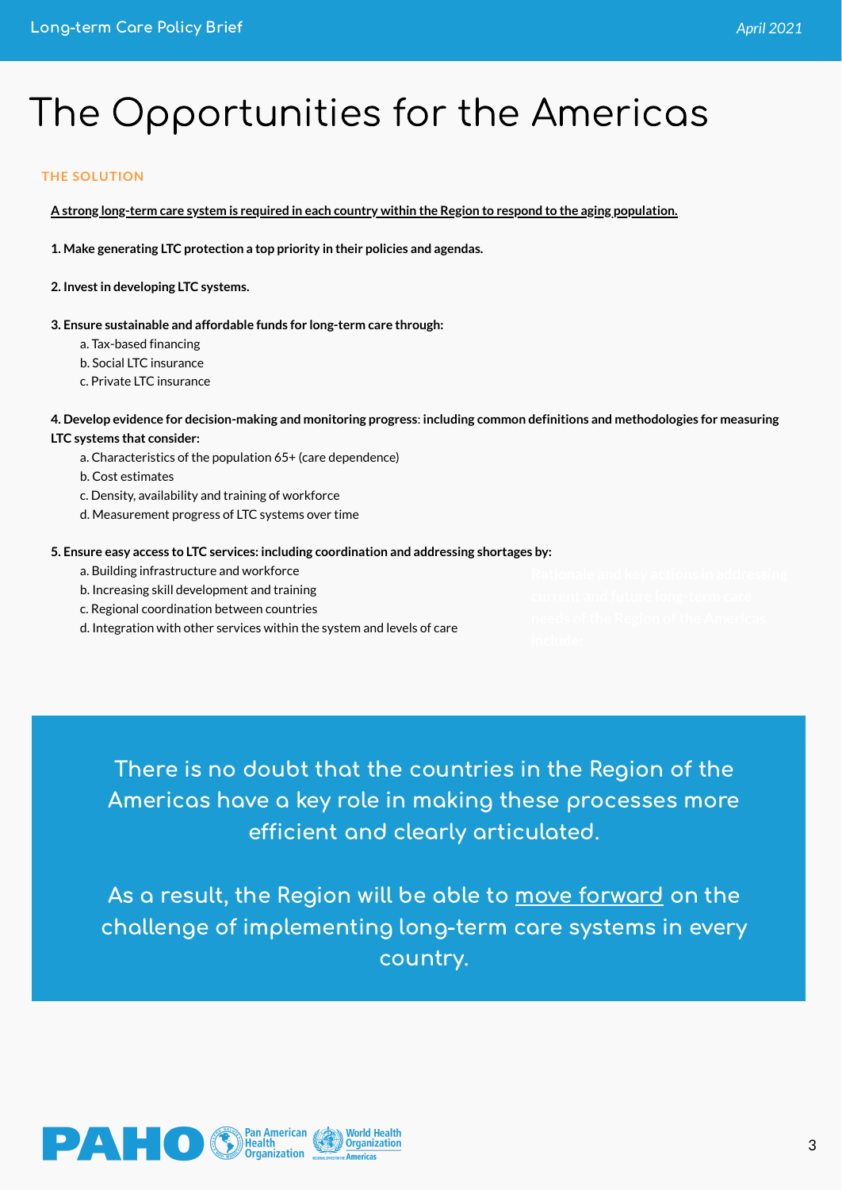# The Opportunities for the Americas

## THE SOLUTION

**A strong long-term care system is required in each country within the Region to respond to the aging population.**

**1. Make generating LTC protection a top priority in their policies and agendas.**

**2. Invest in developing LTC systems.**

**3. Ensure sustainable and affordable funds for long-term care through:**

a. Tax-based financing
b. Social LTC insurance
c. Private LTC insurance

**4. Develop evidence for decision-making and monitoring progress: including common definitions and methodologies for measuring LTC systems that consider:**

a. Characteristics of the population 65+ (care dependence)
b. Cost estimates
c. Density, availability and training of workforce
d. Measurement progress of LTC systems over time

**5. Ensure easy access to LTC services: including coordination and addressing shortages by:**

a. Building infrastructure and workforce
b. Increasing skill development and training
c. Regional coordination between countries
d. Integration with other services within the system and levels of care

Rationale and key actions in addressing current and future long-term care needs of the Region of the Americas include:

There is no doubt that the countries in the Region of the Americas have a key role in making these processes more efficient and clearly articulated.

As a result, the Region will be able to move forward on the challenge of implementing long-term care systems in every country.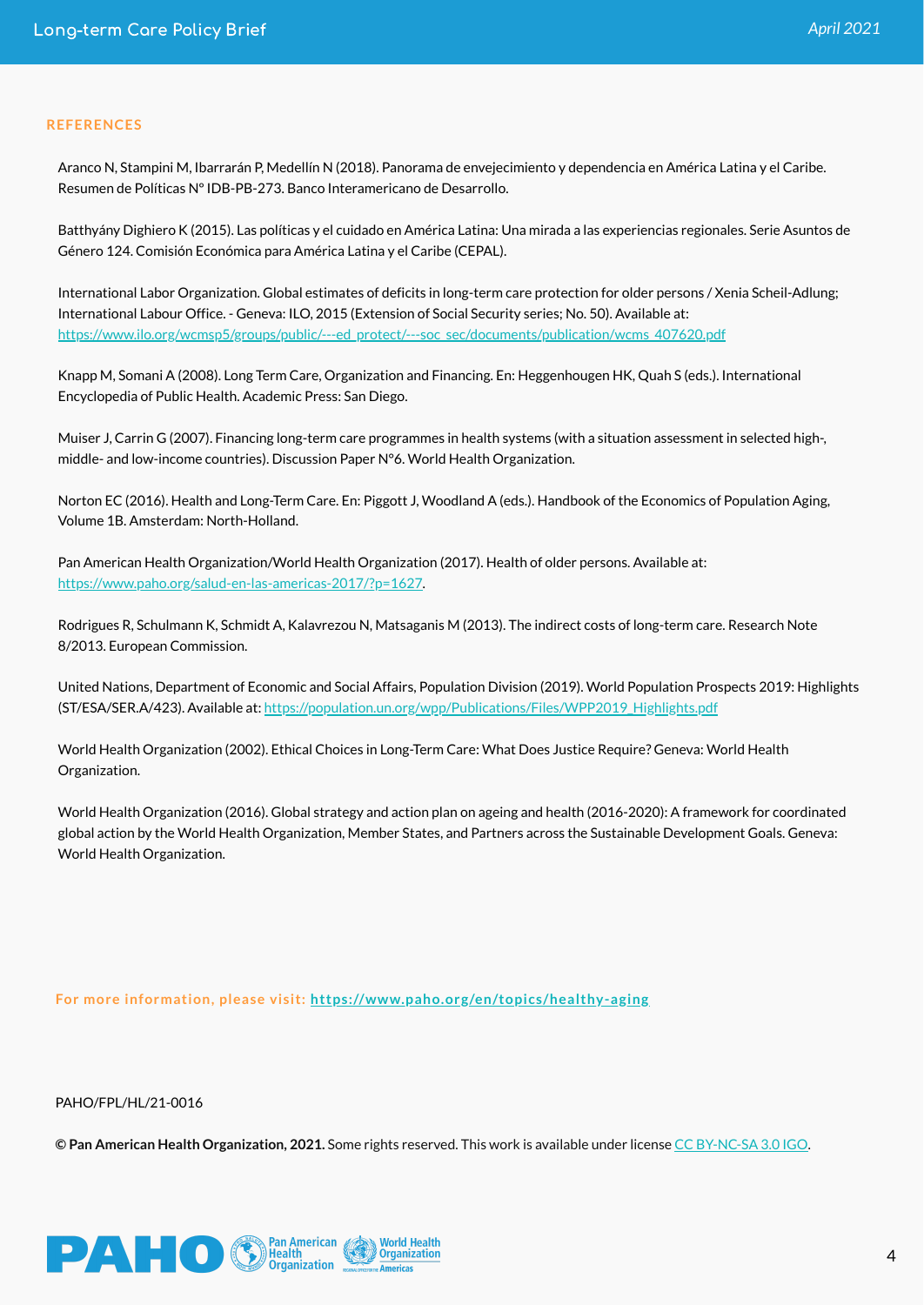## REFERENCES

Aranco N, Stampini M, Ibarrarán P, Medellín N (2018). Panorama de envejecimiento y dependencia en América Latina y el Caribe. Resumen de Políticas Nº IDB-PB-273. Banco Interamericano de Desarrollo.

Batthyány Dighiero K (2015). Las políticas y el cuidado en América Latina: Una mirada a las experiencias regionales. Serie Asuntos de Género 124. Comisión Económica para América Latina y el Caribe (CEPAL).

International Labor Organization. Global estimates of deficits in long-term care protection for older persons / Xenia Scheil-Adlung; International Labour Office. - Geneva: ILO, 2015 (Extension of Social Security series; No. 50). Available at: https://www.ilo.org/wcmsp5/groups/public/---ed_protect/---soc_sec/documents/publication/wcms_407620.pdf

Knapp M, Somani A (2008). Long Term Care, Organization and Financing. En: Heggenhougen HK, Quah S (eds.). International Encyclopedia of Public Health. Academic Press: San Diego.

Muiser J, Carrin G (2007). Financing long-term care programmes in health systems (with a situation assessment in selected high-, middle- and low-income countries). Discussion Paper Nº6. World Health Organization.

Norton EC (2016). Health and Long-Term Care. En: Piggott J, Woodland A (eds.). Handbook of the Economics of Population Aging, Volume 1B. Amsterdam: North-Holland.

Pan American Health Organization/World Health Organization (2017). Health of older persons. Available at: https://www.paho.org/salud-en-las-americas-2017/?p=1627.

Rodrigues R, Schulmann K, Schmidt A, Kalavrezou N, Matsaganis M (2013). The indirect costs of long-term care. Research Note 8/2013. European Commission.

United Nations, Department of Economic and Social Affairs, Population Division (2019). World Population Prospects 2019: Highlights (ST/ESA/SER.A/423). Available at: https://population.un.org/wpp/Publications/Files/WPP2019_Highlights.pdf

World Health Organization (2002). Ethical Choices in Long-Term Care: What Does Justice Require? Geneva: World Health Organization.

World Health Organization (2016). Global strategy and action plan on ageing and health (2016-2020): A framework for coordinated global action by the World Health Organization, Member States, and Partners across the Sustainable Development Goals. Geneva: World Health Organization.

**For more information, please visit: https://www.paho.org/en/topics/healthy-aging**

PAHO/FPL/HL/21-0016

**© Pan American Health Organization, 2021.** Some rights reserved. This work is available under license CC BY-NC-SA 3.0 IGO.